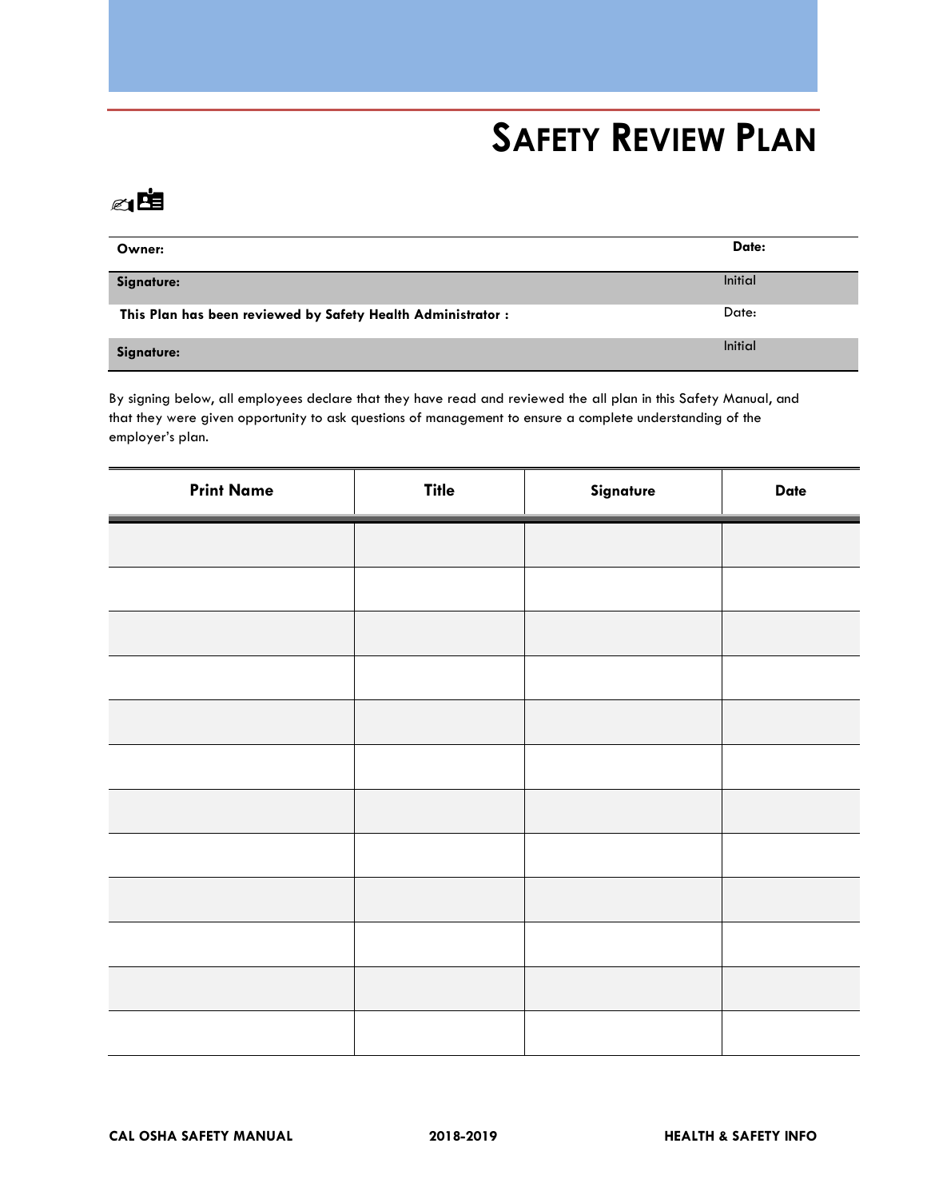# SAFETY REVIEW PLAN

| Owner: | Date: |
|---|---|
| **Signature:** | Initial |
| **This Plan has been reviewed by Safety Health Administrator :** | Date: |
| **Signature:** | Initial |

By signing below, all employees declare that they have read and reviewed the all plan in this Safety Manual, and that they were given opportunity to ask questions of management to ensure a complete understanding of the employer's plan.

| Print Name | Title | Signature | Date |
|---|---|---|---|
| | | | |
| | | | |
| | | | |
| | | | |
| | | | |
| | | | |
| | | | |
| | | | |
| | | | |
| | | | |
| | | | |
| | | | |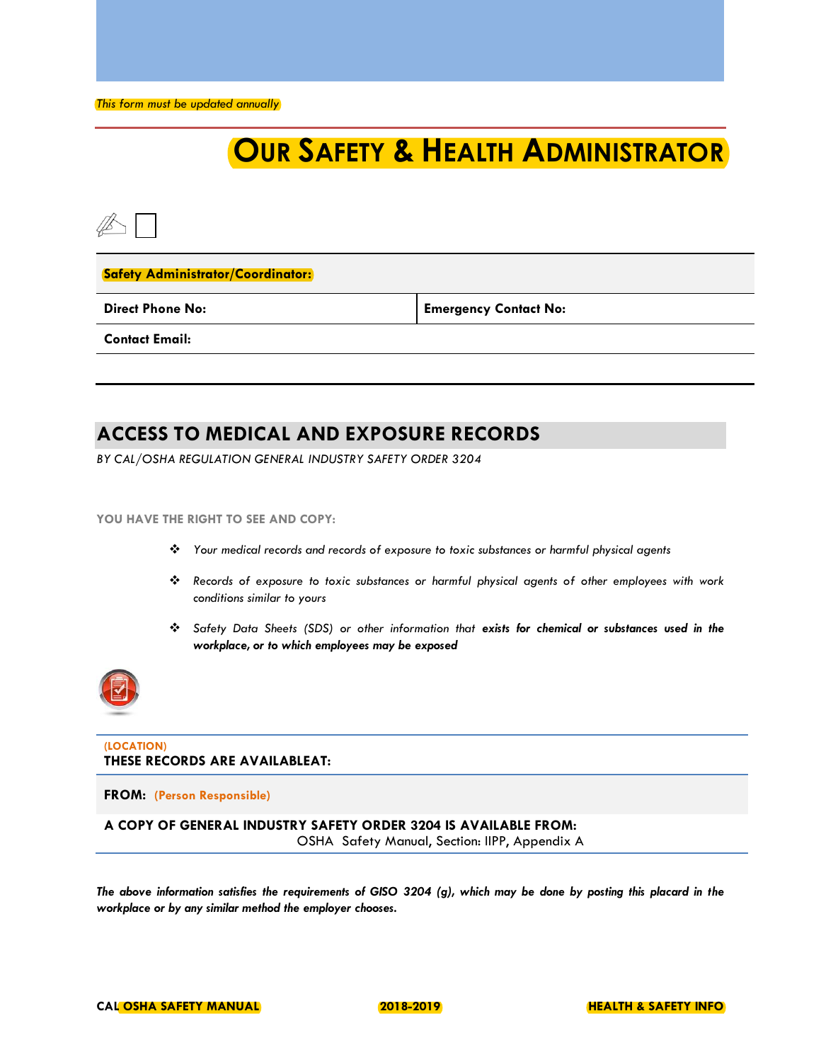*This form must be updated annually*

# OUR SAFETY & HEALTH ADMINISTRATOR

| **Safety Administrator/Coordinator:** | |
|---|---|
| **Direct Phone No:** | **Emergency Contact No:** |
| **Contact Email:** | |

## ACCESS TO MEDICAL AND EXPOSURE RECORDS

*BY CAL/OSHA REGULATION GENERAL INDUSTRY SAFETY ORDER 3204*

**YOU HAVE THE RIGHT TO SEE AND COPY:**

- *Your medical records and records of exposure to toxic substances or harmful physical agents*
- *Records of exposure to toxic substances or harmful physical agents of other employees with work conditions similar to yours*
- *Safety Data Sheets (SDS) or other information that* ***exists for chemical or substances used in the workplace, or to which employees may be exposed***

**(LOCATION)**
**THESE RECORDS ARE AVAILABLEAT:**

**FROM:** **(Person Responsible)**

**A COPY OF GENERAL INDUSTRY SAFETY ORDER 3204 IS AVAILABLE FROM:**
OSHA Safety Manual, Section: IIPP, Appendix A

***The above information satisfies the requirements of GISO 3204 (g), which may be done by posting this placard in the workplace or by any similar method the employer chooses.***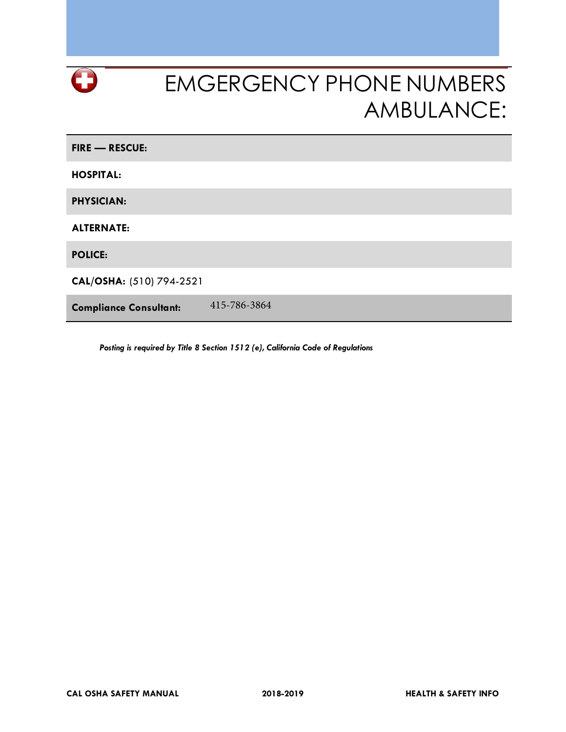# EMERGENCY PHONE NUMBERS AMBULANCE:

| | |
|---|---|
| **FIRE — RESCUE:** | |
| **HOSPITAL:** | |
| **PHYSICIAN:** | |
| **ALTERNATE:** | |
| **POLICE:** | |
| **CAL/OSHA:** (510) 794-2521 | |
| **Compliance Consultant:** | 415-786-3864 |

***Posting is required by Title 8 Section 1512 (e), California Code of Regulations***